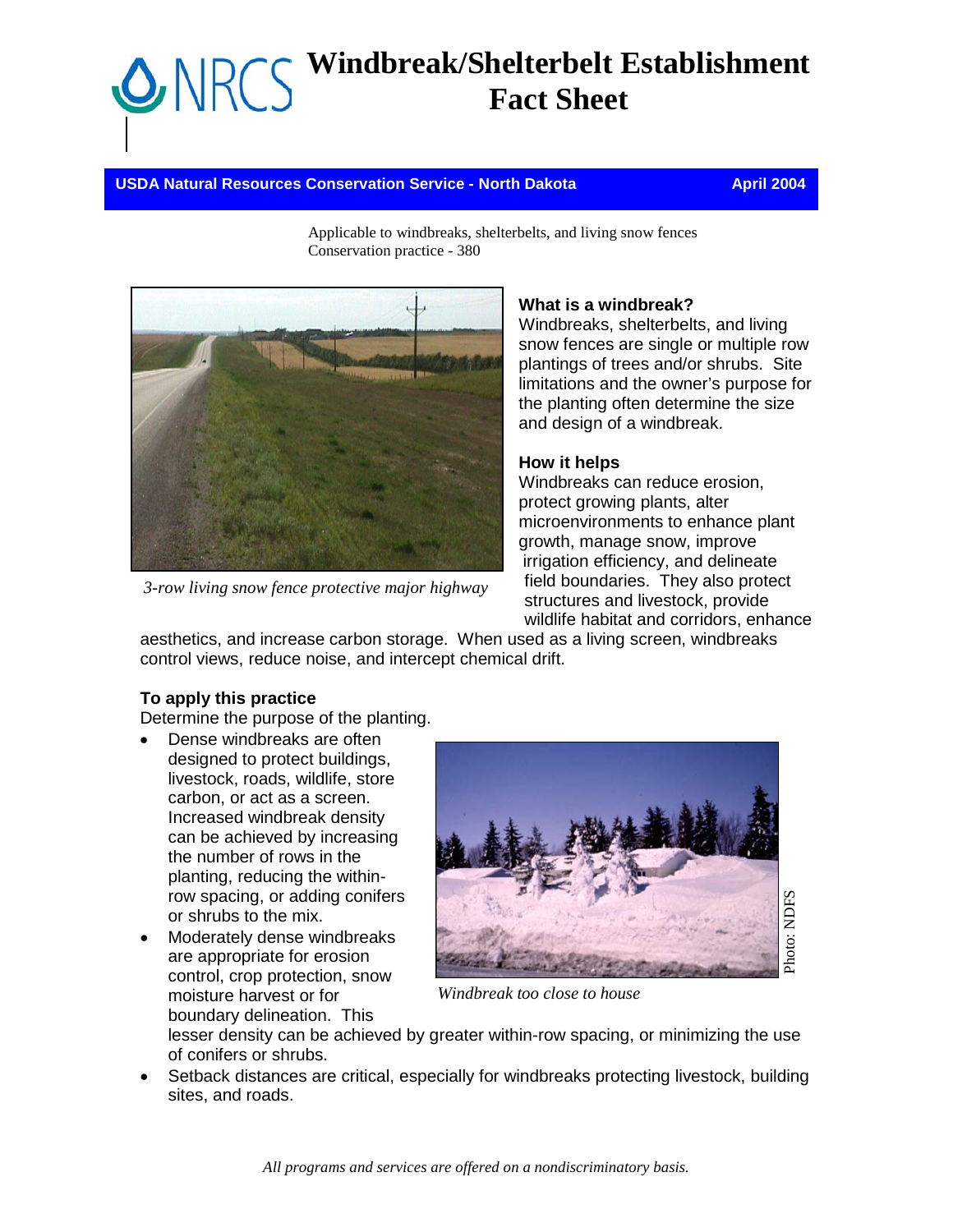# Windbreak/Shelterbelt Establishment Fact Sheet

**USDA Natural Resources Conservation Service - North Dakota** **April 2004**

Applicable to windbreaks, shelterbelts, and living snow fences
Conservation practice - 380

*3-row living snow fence protective major highway*

**What is a windbreak?**
Windbreaks, shelterbelts, and living snow fences are single or multiple row plantings of trees and/or shrubs. Site limitations and the owner's purpose for the planting often determine the size and design of a windbreak.

**How it helps**
Windbreaks can reduce erosion, protect growing plants, alter microenvironments to enhance plant growth, manage snow, improve irrigation efficiency, and delineate field boundaries. They also protect structures and livestock, provide wildlife habitat and corridors, enhance aesthetics, and increase carbon storage. When used as a living screen, windbreaks control views, reduce noise, and intercept chemical drift.

**To apply this practice**
Determine the purpose of the planting.

- Dense windbreaks are often designed to protect buildings, livestock, roads, wildlife, store carbon, or act as a screen. Increased windbreak density can be achieved by increasing the number of rows in the planting, reducing the within-row spacing, or adding conifers or shrubs to the mix.
- Moderately dense windbreaks are appropriate for erosion control, crop protection, snow moisture harvest or for boundary delineation. This lesser density can be achieved by greater within-row spacing, or minimizing the use of conifers or shrubs.
- Setback distances are critical, especially for windbreaks protecting livestock, building sites, and roads.

*Windbreak too close to house*

Photo: NDFS

*All programs and services are offered on a nondiscriminatory basis.*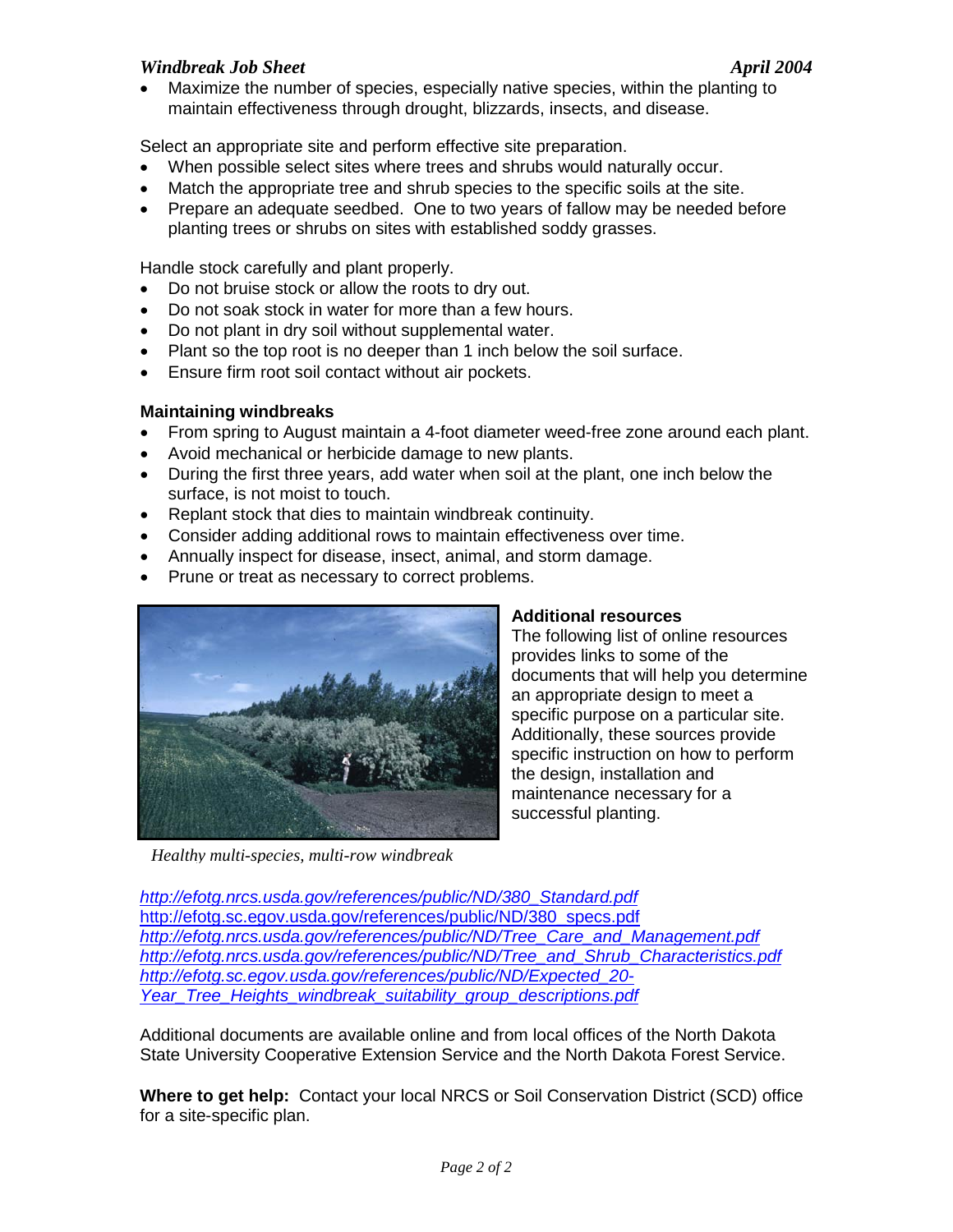- Maximize the number of species, especially native species, within the planting to maintain effectiveness through drought, blizzards, insects, and disease.

Select an appropriate site and perform effective site preparation.

- When possible select sites where trees and shrubs would naturally occur.
- Match the appropriate tree and shrub species to the specific soils at the site.
- Prepare an adequate seedbed. One to two years of fallow may be needed before planting trees or shrubs on sites with established soddy grasses.

Handle stock carefully and plant properly.

- Do not bruise stock or allow the roots to dry out.
- Do not soak stock in water for more than a few hours.
- Do not plant in dry soil without supplemental water.
- Plant so the top root is no deeper than 1 inch below the soil surface.
- Ensure firm root soil contact without air pockets.

### Maintaining windbreaks

- From spring to August maintain a 4-foot diameter weed-free zone around each plant.
- Avoid mechanical or herbicide damage to new plants.
- During the first three years, add water when soil at the plant, one inch below the surface, is not moist to touch.
- Replant stock that dies to maintain windbreak continuity.
- Consider adding additional rows to maintain effectiveness over time.
- Annually inspect for disease, insect, animal, and storm damage.
- Prune or treat as necessary to correct problems.

*Healthy multi-species, multi-row windbreak*

### Additional resources

The following list of online resources provides links to some of the documents that will help you determine an appropriate design to meet a specific purpose on a particular site. Additionally, these sources provide specific instruction on how to perform the design, installation and maintenance necessary for a successful planting.

*http://efotg.nrcs.usda.gov/references/public/ND/380_Standard.pdf*
http://efotg.sc.egov.usda.gov/references/public/ND/380_specs.pdf
*http://efotg.nrcs.usda.gov/references/public/ND/Tree_Care_and_Management.pdf*
*http://efotg.nrcs.usda.gov/references/public/ND/Tree_and_Shrub_Characteristics.pdf*
*http://efotg.sc.egov.usda.gov/references/public/ND/Expected_20-Year_Tree_Heights_windbreak_suitability_group_descriptions.pdf*

Additional documents are available online and from local offices of the North Dakota State University Cooperative Extension Service and the North Dakota Forest Service.

**Where to get help:** Contact your local NRCS or Soil Conservation District (SCD) office for a site-specific plan.